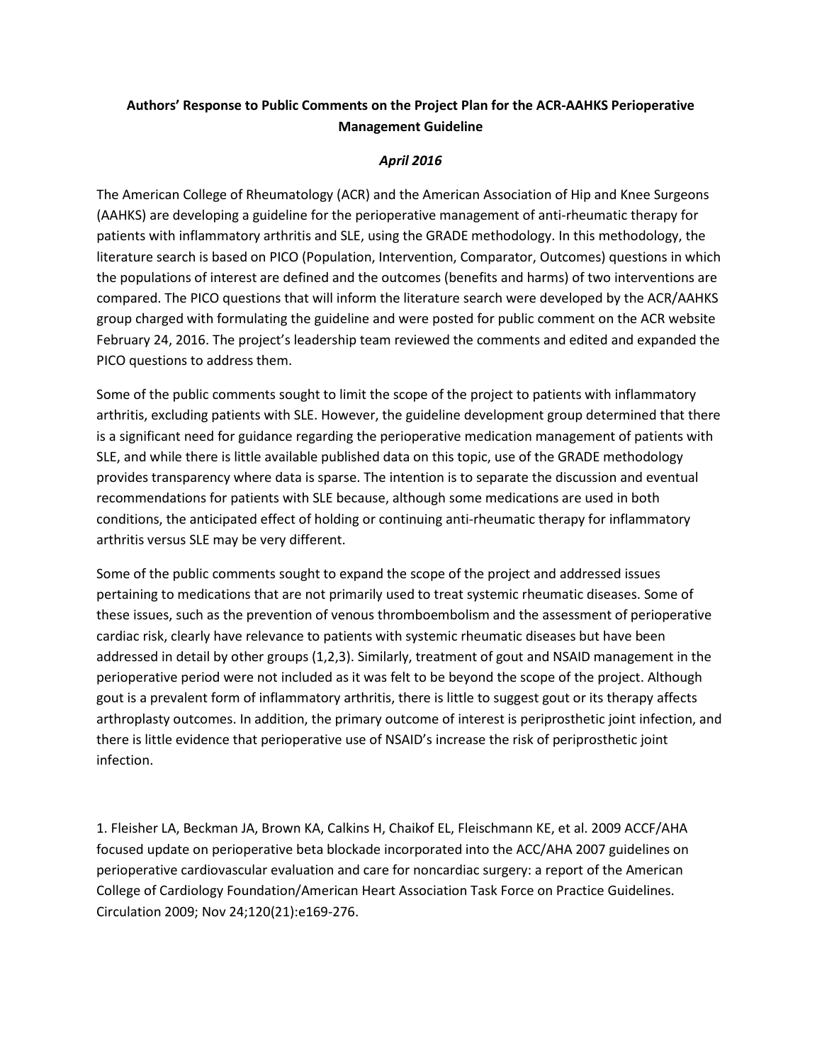**Authors' Response to Public Comments on the Project Plan for the ACR-AAHKS Perioperative Management Guideline**

***April 2016***

The American College of Rheumatology (ACR) and the American Association of Hip and Knee Surgeons (AAHKS) are developing a guideline for the perioperative management of anti-rheumatic therapy for patients with inflammatory arthritis and SLE, using the GRADE methodology. In this methodology, the literature search is based on PICO (Population, Intervention, Comparator, Outcomes) questions in which the populations of interest are defined and the outcomes (benefits and harms) of two interventions are compared. The PICO questions that will inform the literature search were developed by the ACR/AAHKS group charged with formulating the guideline and were posted for public comment on the ACR website February 24, 2016. The project's leadership team reviewed the comments and edited and expanded the PICO questions to address them.

Some of the public comments sought to limit the scope of the project to patients with inflammatory arthritis, excluding patients with SLE. However, the guideline development group determined that there is a significant need for guidance regarding the perioperative medication management of patients with SLE, and while there is little available published data on this topic, use of the GRADE methodology provides transparency where data is sparse. The intention is to separate the discussion and eventual recommendations for patients with SLE because, although some medications are used in both conditions, the anticipated effect of holding or continuing anti-rheumatic therapy for inflammatory arthritis versus SLE may be very different.

Some of the public comments sought to expand the scope of the project and addressed issues pertaining to medications that are not primarily used to treat systemic rheumatic diseases. Some of these issues, such as the prevention of venous thromboembolism and the assessment of perioperative cardiac risk, clearly have relevance to patients with systemic rheumatic diseases but have been addressed in detail by other groups (1,2,3). Similarly, treatment of gout and NSAID management in the perioperative period were not included as it was felt to be beyond the scope of the project. Although gout is a prevalent form of inflammatory arthritis, there is little to suggest gout or its therapy affects arthroplasty outcomes. In addition, the primary outcome of interest is periprosthetic joint infection, and there is little evidence that perioperative use of NSAID's increase the risk of periprosthetic joint infection.

1. Fleisher LA, Beckman JA, Brown KA, Calkins H, Chaikof EL, Fleischmann KE, et al. 2009 ACCF/AHA focused update on perioperative beta blockade incorporated into the ACC/AHA 2007 guidelines on perioperative cardiovascular evaluation and care for noncardiac surgery: a report of the American College of Cardiology Foundation/American Heart Association Task Force on Practice Guidelines. Circulation 2009; Nov 24;120(21):e169-276.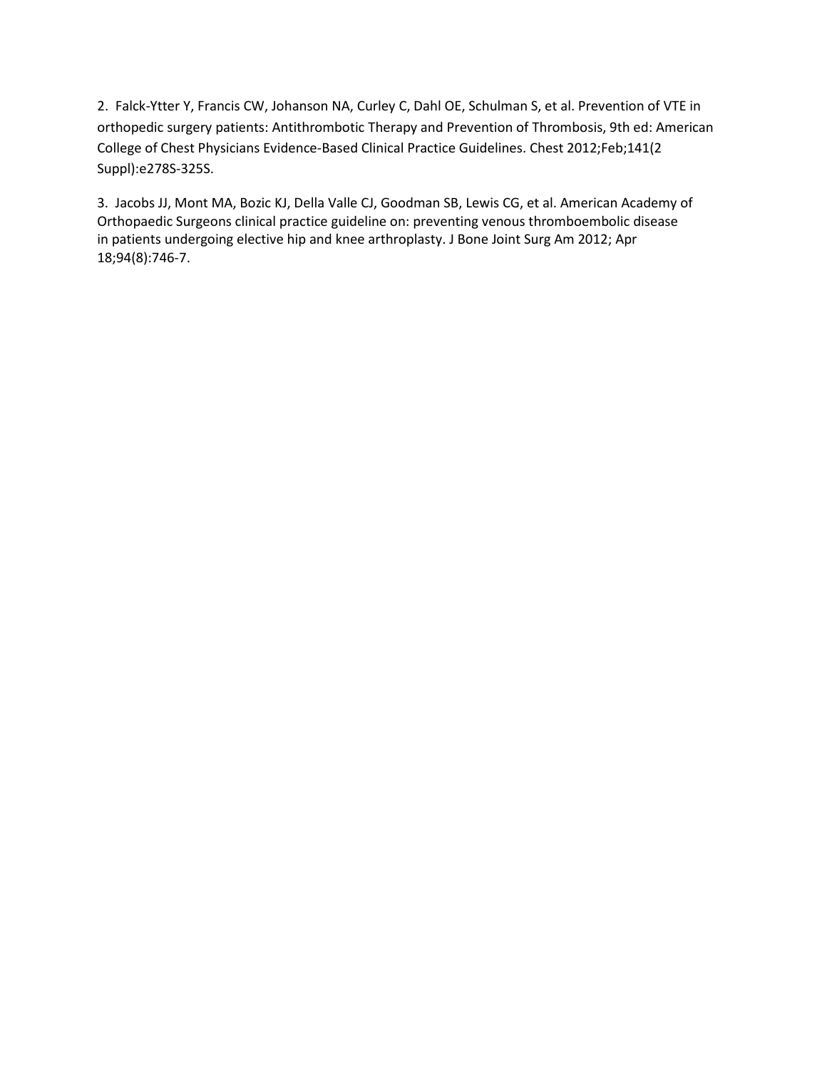2. Falck-Ytter Y, Francis CW, Johanson NA, Curley C, Dahl OE, Schulman S, et al. Prevention of VTE in orthopedic surgery patients: Antithrombotic Therapy and Prevention of Thrombosis, 9th ed: American College of Chest Physicians Evidence-Based Clinical Practice Guidelines. Chest 2012;Feb;141(2 Suppl):e278S-325S.

3. Jacobs JJ, Mont MA, Bozic KJ, Della Valle CJ, Goodman SB, Lewis CG, et al. American Academy of Orthopaedic Surgeons clinical practice guideline on: preventing venous thromboembolic disease in patients undergoing elective hip and knee arthroplasty. J Bone Joint Surg Am 2012; Apr 18;94(8):746-7.